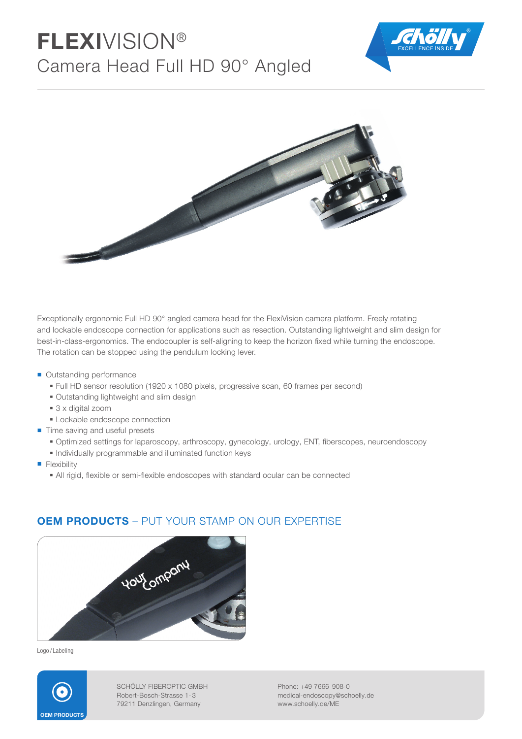# FLEXIVISION®

## Camera Head Full HD 90° Angled

Exceptionally ergonomic Full HD 90° angled camera head for the FlexiVision camera platform. Freely rotating and lockable endoscope connection for applications such as resection. Outstanding lightweight and slim design for best-in-class-ergonomics. The endocoupler is self-aligning to keep the horizon fixed while turning the endoscope. The rotation can be stopped using the pendulum locking lever.

- Outstanding performance
  - Full HD sensor resolution (1920 x 1080 pixels, progressive scan, 60 frames per second)
  - Outstanding lightweight and slim design
  - 3 x digital zoom
  - Lockable endoscope connection
- Time saving and useful presets
  - Optimized settings for laparoscopy, arthroscopy, gynecology, urology, ENT, fiberscopes, neuroendoscopy
  - Individually programmable and illuminated function keys
- Flexibility
  - All rigid, flexible or semi-flexible endoscopes with standard ocular can be connected

## OEM PRODUCTS – PUT YOUR STAMP ON OUR EXPERTISE

Logo / Labeling

OEM PRODUCTS

SCHÖLLY FIBEROPTIC GMBH
Robert-Bosch-Strasse 1-3
79211 Denzlingen, Germany

Phone: +49 7666 908-0
medical-endoscopy@schoelly.de
www.schoelly.de/ME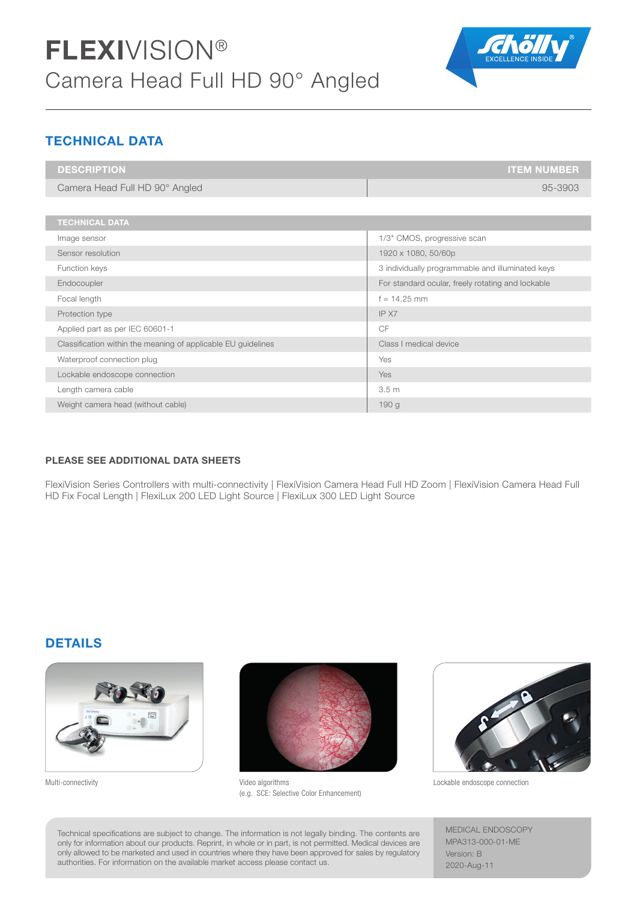# FLEXIVISION®
## Camera Head Full HD 90° Angled

## TECHNICAL DATA

| DESCRIPTION | ITEM NUMBER |
|---|---|
| Camera Head Full HD 90° Angled | 95-3903 |

| TECHNICAL DATA | |
|---|---|
| Image sensor | 1/3" CMOS, progressive scan |
| Sensor resolution | 1920 x 1080, 50/60p |
| Function keys | 3 individually programmable and illuminated keys |
| Endocoupler | For standard ocular, freely rotating and lockable |
| Focal length | f = 14.25 mm |
| Protection type | IP X7 |
| Applied part as per IEC 60601-1 | CF |
| Classification within the meaning of applicable EU guidelines | Class I medical device |
| Waterproof connection plug | Yes |
| Lockable endoscope connection | Yes |
| Length camera cable | 3.5 m |
| Weight camera head (without cable) | 190 g |

### PLEASE SEE ADDITIONAL DATA SHEETS

FlexiVision Series Controllers with multi-connectivity | FlexiVision Camera Head Full HD Zoom | FlexiVision Camera Head Full HD Fix Focal Length | FlexiLux 200 LED Light Source | FlexiLux 300 LED Light Source

## DETAILS

Multi-connectivity

Video algorithms
(e.g. SCE: Selective Color Enhancement)

Lockable endoscope connection

Technical specifications are subject to change. The information is not legally binding. The contents are only for information about our products. Reprint, in whole or in part, is not permitted. Medical devices are only allowed to be marketed and used in countries where they have been approved for sales by regulatory authorities. For information on the available market access please contact us.

MEDICAL ENDOSCOPY
MPA313-000-01-ME
Version: B
2020-Aug-11